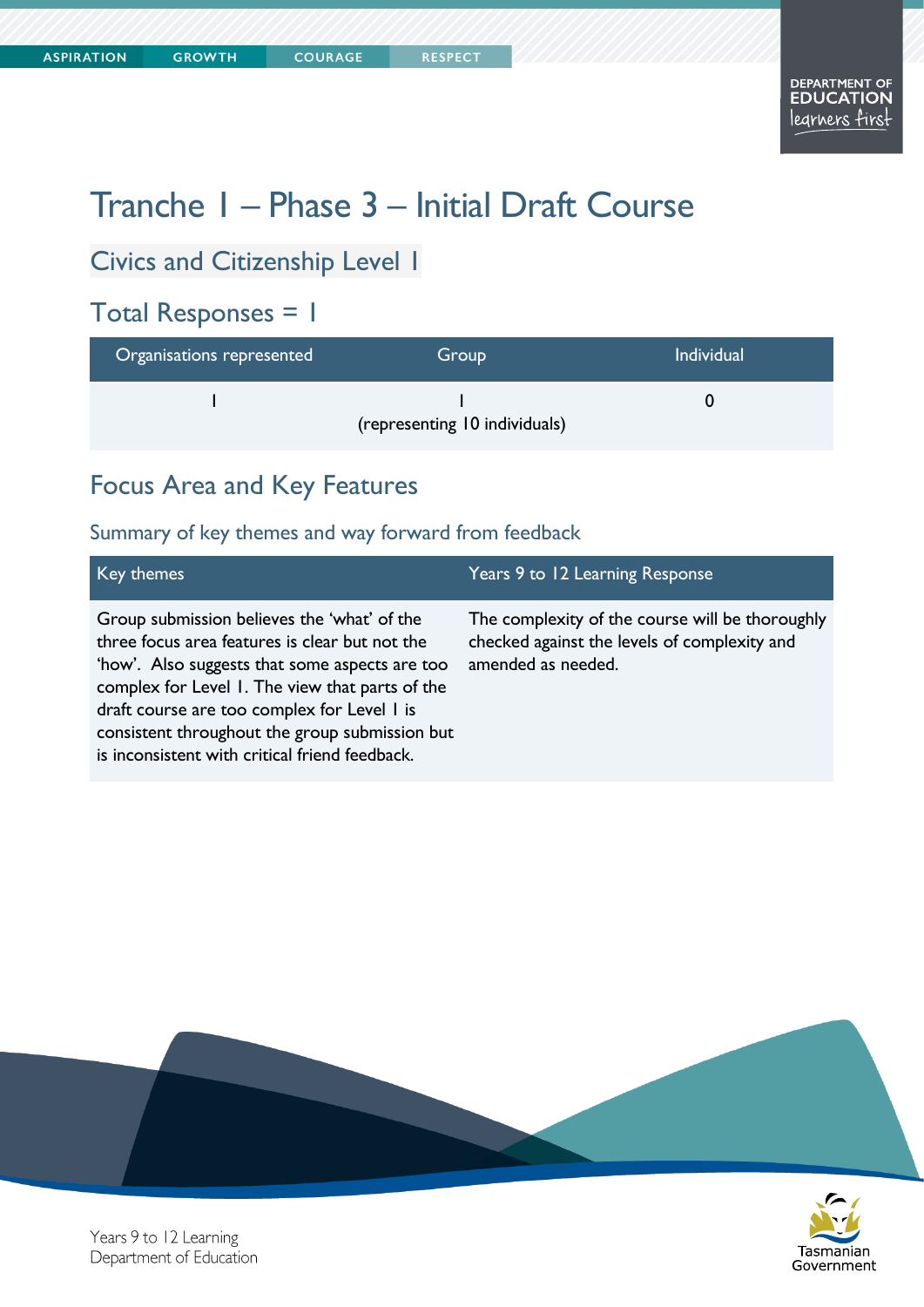# Tranche 1 – Phase 3 – Initial Draft Course

## Civics and Citizenship Level 1

## Total Responses = 1

| Organisations represented | Group | Individual |
| --- | --- | --- |
| 1 | 1 (representing 10 individuals) | 0 |

## Focus Area and Key Features

### Summary of key themes and way forward from feedback

| Key themes | Years 9 to 12 Learning Response |
| --- | --- |
| Group submission believes the 'what' of the three focus area features is clear but not the 'how'. Also suggests that some aspects are too complex for Level 1. The view that parts of the draft course are too complex for Level 1 is consistent throughout the group submission but is inconsistent with critical friend feedback. | The complexity of the course will be thoroughly checked against the levels of complexity and amended as needed. |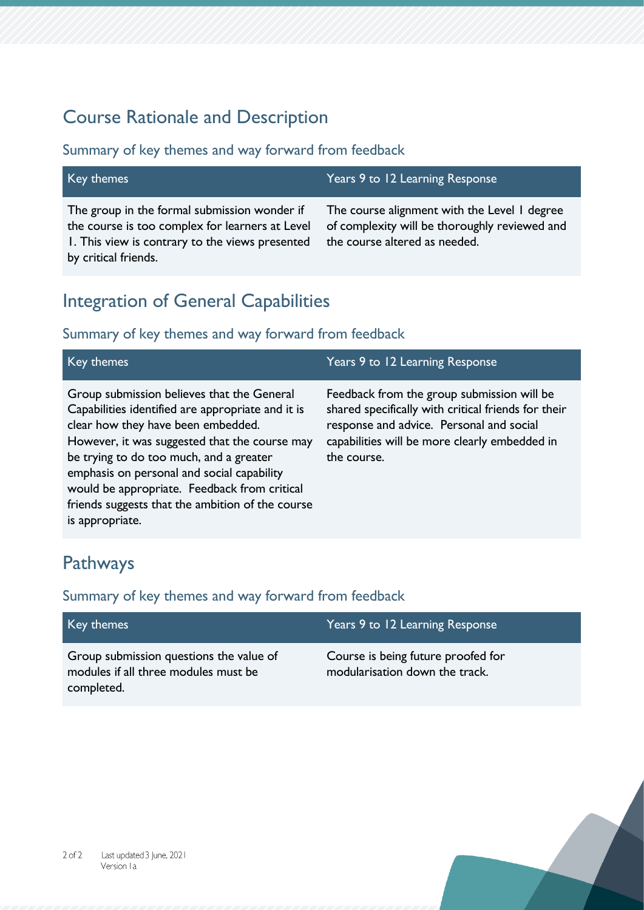## Course Rationale and Description

### Summary of key themes and way forward from feedback

| Key themes | Years 9 to 12 Learning Response |
| --- | --- |
| The group in the formal submission wonder if the course is too complex for learners at Level 1. This view is contrary to the views presented by critical friends. | The course alignment with the Level 1 degree of complexity will be thoroughly reviewed and the course altered as needed. |

## Integration of General Capabilities

### Summary of key themes and way forward from feedback

| Key themes | Years 9 to 12 Learning Response |
| --- | --- |
| Group submission believes that the General Capabilities identified are appropriate and it is clear how they have been embedded. However, it was suggested that the course may be trying to do too much, and a greater emphasis on personal and social capability would be appropriate. Feedback from critical friends suggests that the ambition of the course is appropriate. | Feedback from the group submission will be shared specifically with critical friends for their response and advice. Personal and social capabilities will be more clearly embedded in the course. |

## Pathways

### Summary of key themes and way forward from feedback

| Key themes | Years 9 to 12 Learning Response |
| --- | --- |
| Group submission questions the value of modules if all three modules must be completed. | Course is being future proofed for modularisation down the track. |

Last updated 3 June, 2021
Version 1a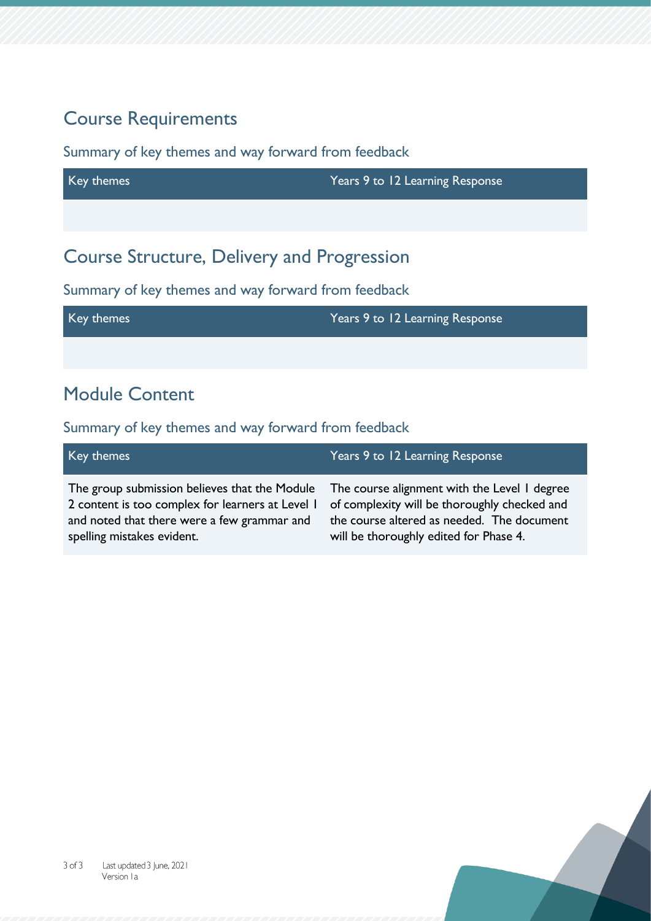## Course Requirements

### Summary of key themes and way forward from feedback

| Key themes | Years 9 to 12 Learning Response |
|---|---|
| | |

## Course Structure, Delivery and Progression

### Summary of key themes and way forward from feedback

| Key themes | Years 9 to 12 Learning Response |
|---|---|
| | |

## Module Content

### Summary of key themes and way forward from feedback

| Key themes | Years 9 to 12 Learning Response |
|---|---|
| The group submission believes that the Module 2 content is too complex for learners at Level 1 and noted that there were a few grammar and spelling mistakes evident. | The course alignment with the Level 1 degree of complexity will be thoroughly checked and the course altered as needed. The document will be thoroughly edited for Phase 4. |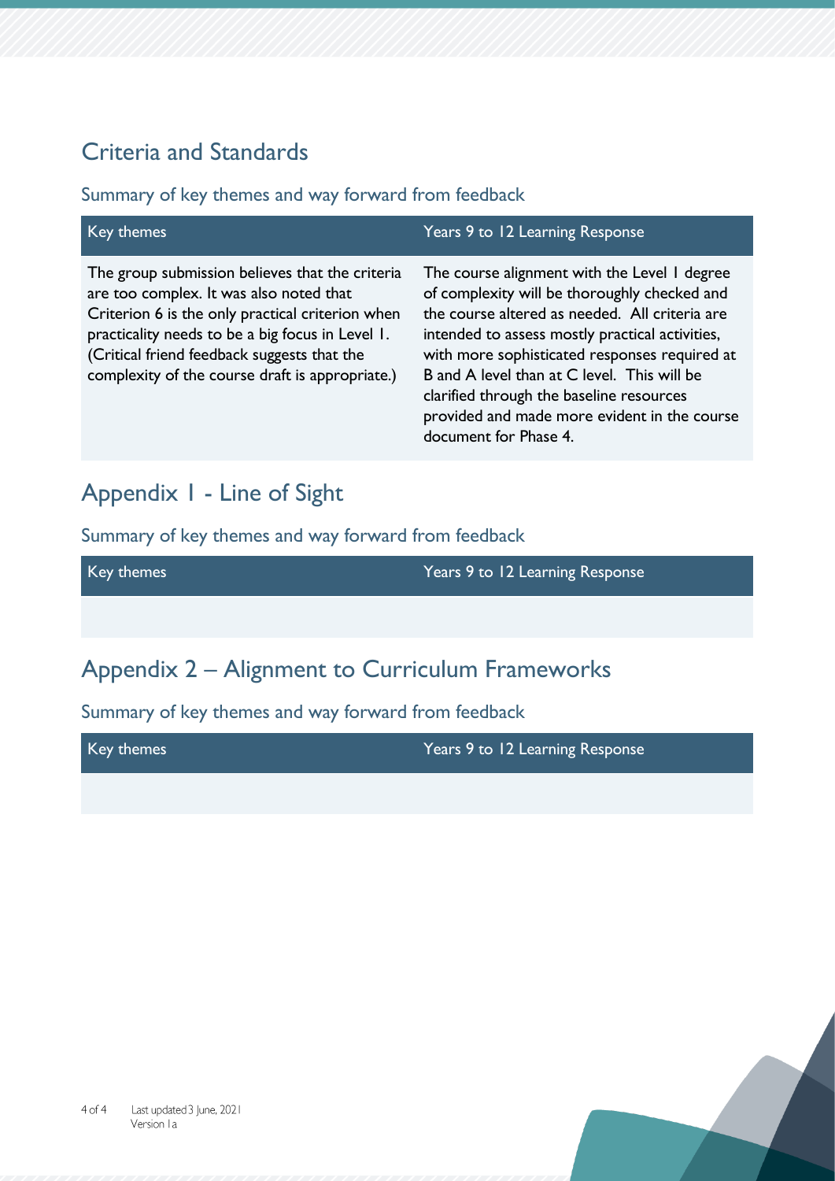## Criteria and Standards

### Summary of key themes and way forward from feedback

| Key themes | Years 9 to 12 Learning Response |
| --- | --- |
| The group submission believes that the criteria are too complex. It was also noted that Criterion 6 is the only practical criterion when practicality needs to be a big focus in Level 1. (Critical friend feedback suggests that the complexity of the course draft is appropriate.) | The course alignment with the Level 1 degree of complexity will be thoroughly checked and the course altered as needed. All criteria are intended to assess mostly practical activities, with more sophisticated responses required at B and A level than at C level. This will be clarified through the baseline resources provided and made more evident in the course document for Phase 4. |

## Appendix 1 - Line of Sight

### Summary of key themes and way forward from feedback

| Key themes | Years 9 to 12 Learning Response |
| --- | --- |
| | |

## Appendix 2 – Alignment to Curriculum Frameworks

### Summary of key themes and way forward from feedback

| Key themes | Years 9 to 12 Learning Response |
| --- | --- |
| | |

Last updated 3 June, 2021
Version 1a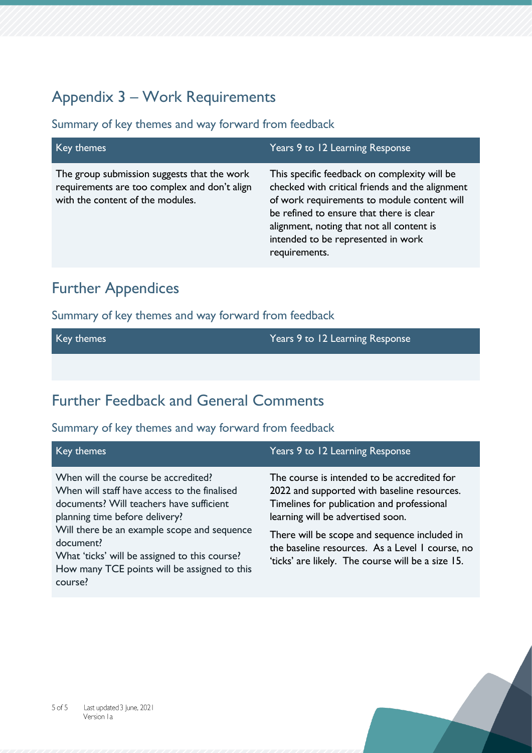## Appendix 3 – Work Requirements

### Summary of key themes and way forward from feedback

| Key themes | Years 9 to 12 Learning Response |
|---|---|
| The group submission suggests that the work requirements are too complex and don't align with the content of the modules. | This specific feedback on complexity will be checked with critical friends and the alignment of work requirements to module content will be refined to ensure that there is clear alignment, noting that not all content is intended to be represented in work requirements. |

## Further Appendices

### Summary of key themes and way forward from feedback

| Key themes | Years 9 to 12 Learning Response |
|---|---|
| | |

## Further Feedback and General Comments

### Summary of key themes and way forward from feedback

| Key themes | Years 9 to 12 Learning Response |
|---|---|
| When will the course be accredited?<br>When will staff have access to the finalised documents? Will teachers have sufficient planning time before delivery?<br>Will there be an example scope and sequence document?<br>What 'ticks' will be assigned to this course?<br>How many TCE points will be assigned to this course? | The course is intended to be accredited for 2022 and supported with baseline resources. Timelines for publication and professional learning will be advertised soon.<br><br>There will be scope and sequence included in the baseline resources. As a Level 1 course, no 'ticks' are likely. The course will be a size 15. |

Last updated 3 June, 2021
Version 1a